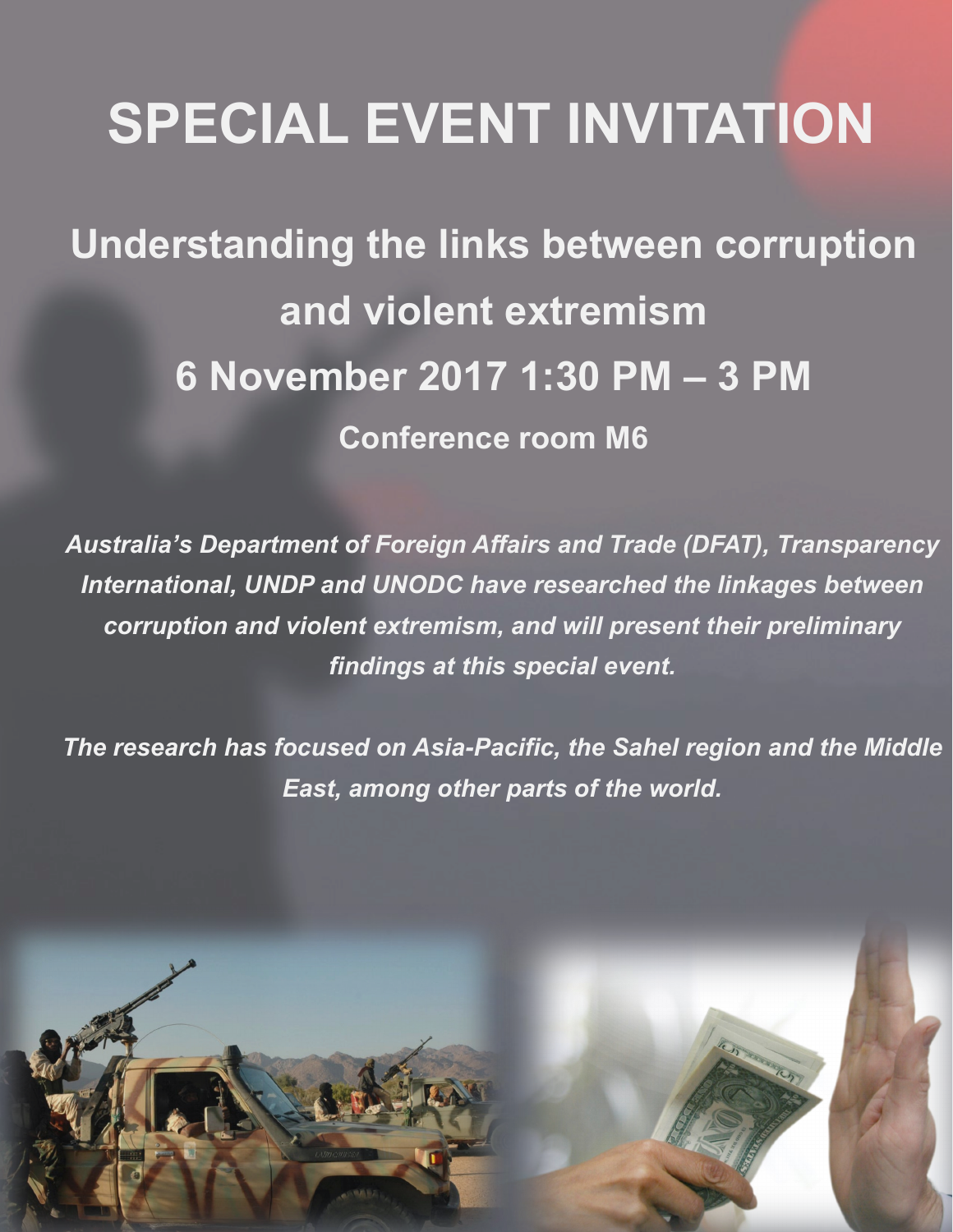# SPECIAL EVENT INVITATION

## Understanding the links between corruption and violent extremism

## 6 November 2017 1:30 PM – 3 PM

### Conference room M6

***Australia's Department of Foreign Affairs and Trade (DFAT), Transparency International, UNDP and UNODC have researched the linkages between corruption and violent extremism, and will present their preliminary findings at this special event.***

***The research has focused on Asia-Pacific, the Sahel region and the Middle East, among other parts of the world.***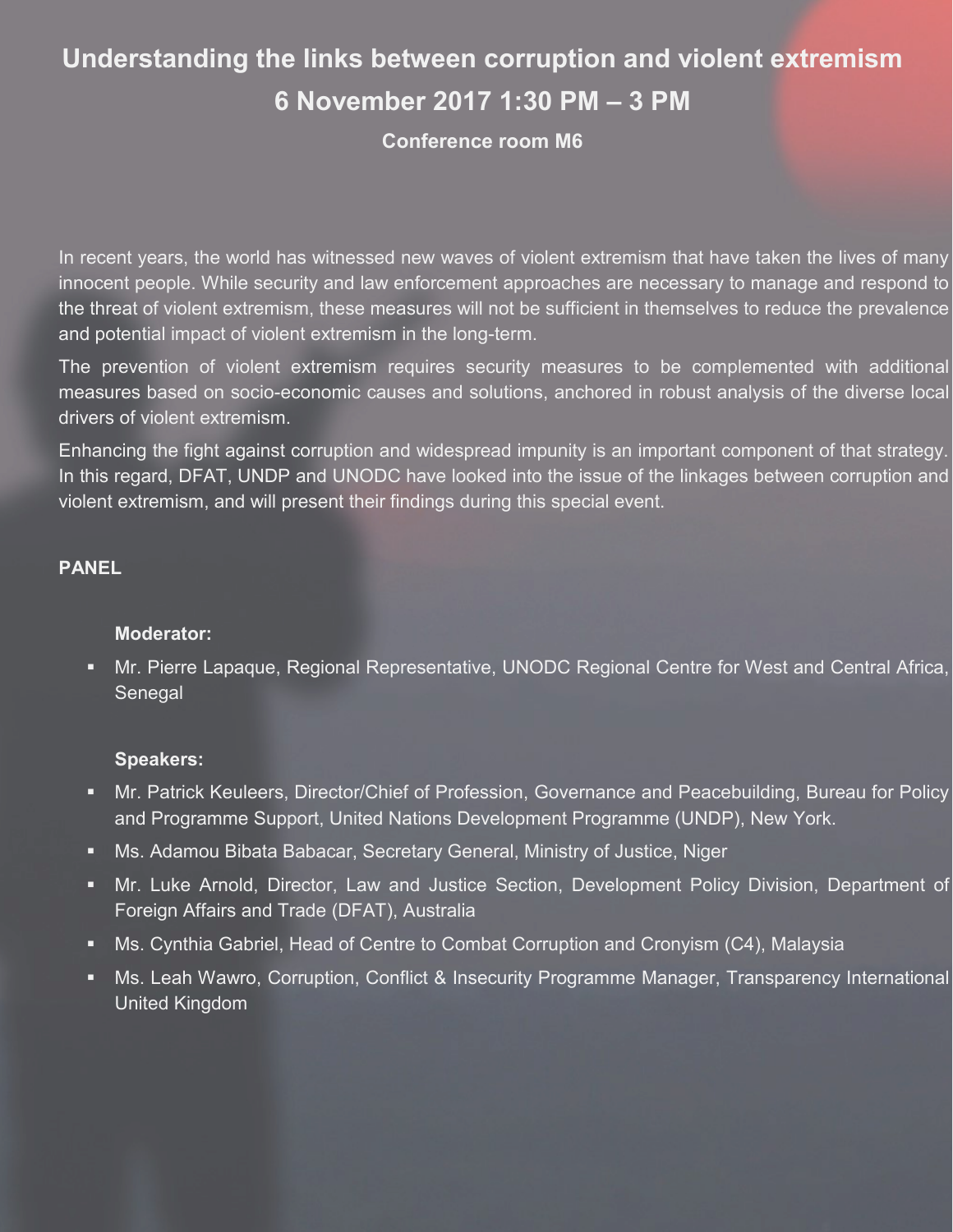# Understanding the links between corruption and violent extremism

## 6 November 2017 1:30 PM – 3 PM

**Conference room M6**

In recent years, the world has witnessed new waves of violent extremism that have taken the lives of many innocent people. While security and law enforcement approaches are necessary to manage and respond to the threat of violent extremism, these measures will not be sufficient in themselves to reduce the prevalence and potential impact of violent extremism in the long-term.

The prevention of violent extremism requires security measures to be complemented with additional measures based on socio-economic causes and solutions, anchored in robust analysis of the diverse local drivers of violent extremism.

Enhancing the fight against corruption and widespread impunity is an important component of that strategy. In this regard, DFAT, UNDP and UNODC have looked into the issue of the linkages between corruption and violent extremism, and will present their findings during this special event.

**PANEL**

**Moderator:**

- Mr. Pierre Lapaque, Regional Representative, UNODC Regional Centre for West and Central Africa, Senegal

**Speakers:**

- Mr. Patrick Keuleers, Director/Chief of Profession, Governance and Peacebuilding, Bureau for Policy and Programme Support, United Nations Development Programme (UNDP), New York.
- Ms. Adamou Bibata Babacar, Secretary General, Ministry of Justice, Niger
- Mr. Luke Arnold, Director, Law and Justice Section, Development Policy Division, Department of Foreign Affairs and Trade (DFAT), Australia
- Ms. Cynthia Gabriel, Head of Centre to Combat Corruption and Cronyism (C4), Malaysia
- Ms. Leah Wawro, Corruption, Conflict & Insecurity Programme Manager, Transparency International United Kingdom